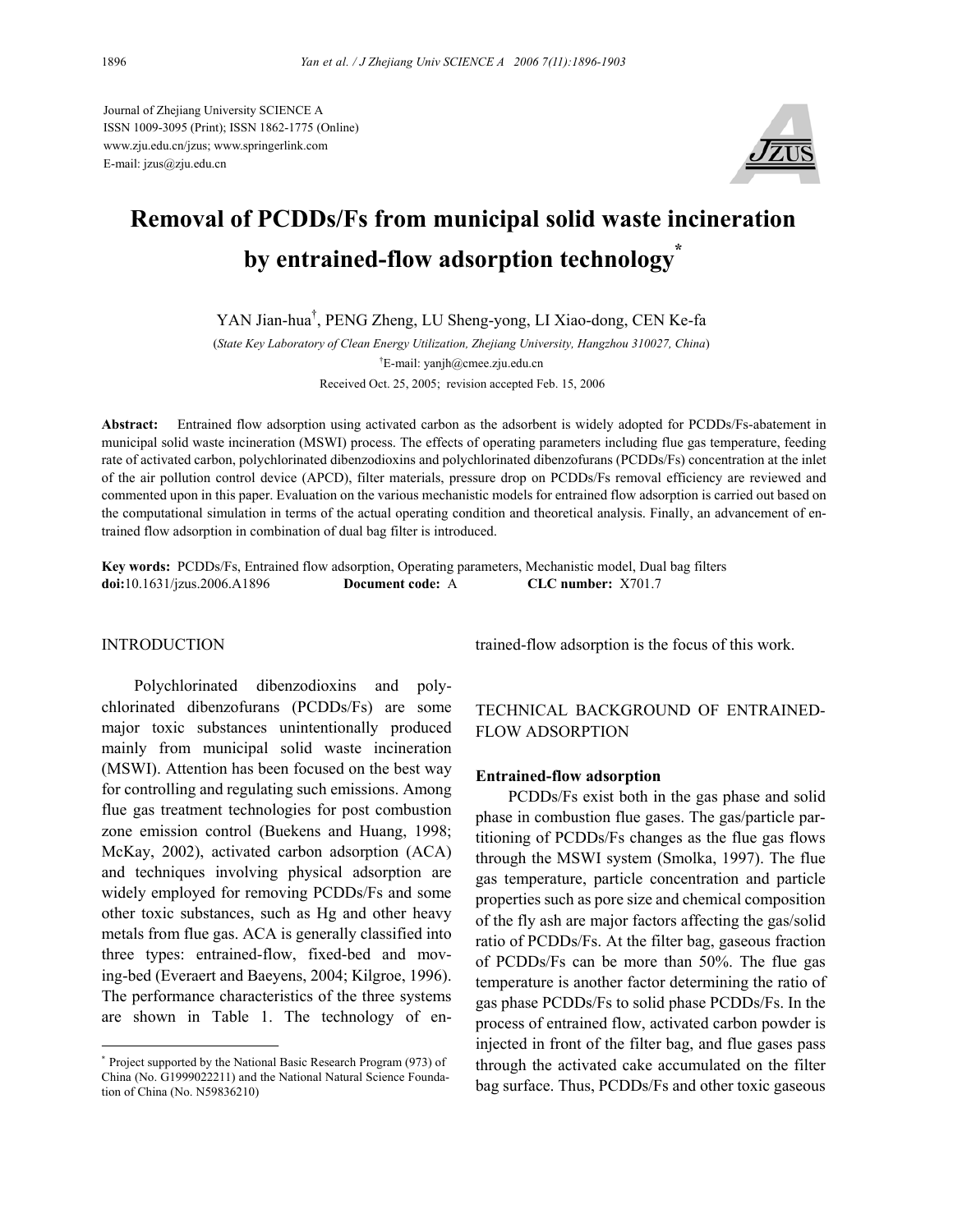Journal of Zhejiang University SCIENCE A
ISSN 1009-3095 (Print); ISSN 1862-1775 (Online)
www.zju.edu.cn/jzus; www.springerlink.com
E-mail: jzus@zju.edu.cn

# Removal of PCDDs/Fs from municipal solid waste incineration by entrained-flow adsorption technology*

YAN Jian-hua†, PENG Zheng, LU Sheng-yong, LI Xiao-dong, CEN Ke-fa

(*State Key Laboratory of Clean Energy Utilization, Zhejiang University, Hangzhou 310027, China*)

†E-mail: yanjh@cmee.zju.edu.cn

Received Oct. 25, 2005; revision accepted Feb. 15, 2006

**Abstract:** Entrained flow adsorption using activated carbon as the adsorbent is widely adopted for PCDDs/Fs-abatement in municipal solid waste incineration (MSWI) process. The effects of operating parameters including flue gas temperature, feeding rate of activated carbon, polychlorinated dibenzodioxins and polychlorinated dibenzofurans (PCDDs/Fs) concentration at the inlet of the air pollution control device (APCD), filter materials, pressure drop on PCDDs/Fs removal efficiency are reviewed and commented upon in this paper. Evaluation on the various mechanistic models for entrained flow adsorption is carried out based on the computational simulation in terms of the actual operating condition and theoretical analysis. Finally, an advancement of entrained flow adsorption in combination of dual bag filter is introduced.

**Key words:** PCDDs/Fs, Entrained flow adsorption, Operating parameters, Mechanistic model, Dual bag filters
**doi:**10.1631/jzus.2006.A1896 **Document code:** A **CLC number:** X701.7

## INTRODUCTION

Polychlorinated dibenzodioxins and polychlorinated dibenzofurans (PCDDs/Fs) are some major toxic substances unintentionally produced mainly from municipal solid waste incineration (MSWI). Attention has been focused on the best way for controlling and regulating such emissions. Among flue gas treatment technologies for post combustion zone emission control (Buekens and Huang, 1998; McKay, 2002), activated carbon adsorption (ACA) and techniques involving physical adsorption are widely employed for removing PCDDs/Fs and some other toxic substances, such as Hg and other heavy metals from flue gas. ACA is generally classified into three types: entrained-flow, fixed-bed and moving-bed (Everaert and Baeyens, 2004; Kilgroe, 1996). The performance characteristics of the three systems are shown in Table 1. The technology of entrained-flow adsorption is the focus of this work.

## TECHNICAL BACKGROUND OF ENTRAINED-FLOW ADSORPTION

### Entrained-flow adsorption

PCDDs/Fs exist both in the gas phase and solid phase in combustion flue gases. The gas/particle partitioning of PCDDs/Fs changes as the flue gas flows through the MSWI system (Smolka, 1997). The flue gas temperature, particle concentration and particle properties such as pore size and chemical composition of the fly ash are major factors affecting the gas/solid ratio of PCDDs/Fs. At the filter bag, gaseous fraction of PCDDs/Fs can be more than 50%. The flue gas temperature is another factor determining the ratio of gas phase PCDDs/Fs to solid phase PCDDs/Fs. In the process of entrained flow, activated carbon powder is injected in front of the filter bag, and flue gases pass through the activated cake accumulated on the filter bag surface. Thus, PCDDs/Fs and other toxic gaseous

---

* Project supported by the National Basic Research Program (973) of China (No. G1999022211) and the National Natural Science Foundation of China (No. N59836210)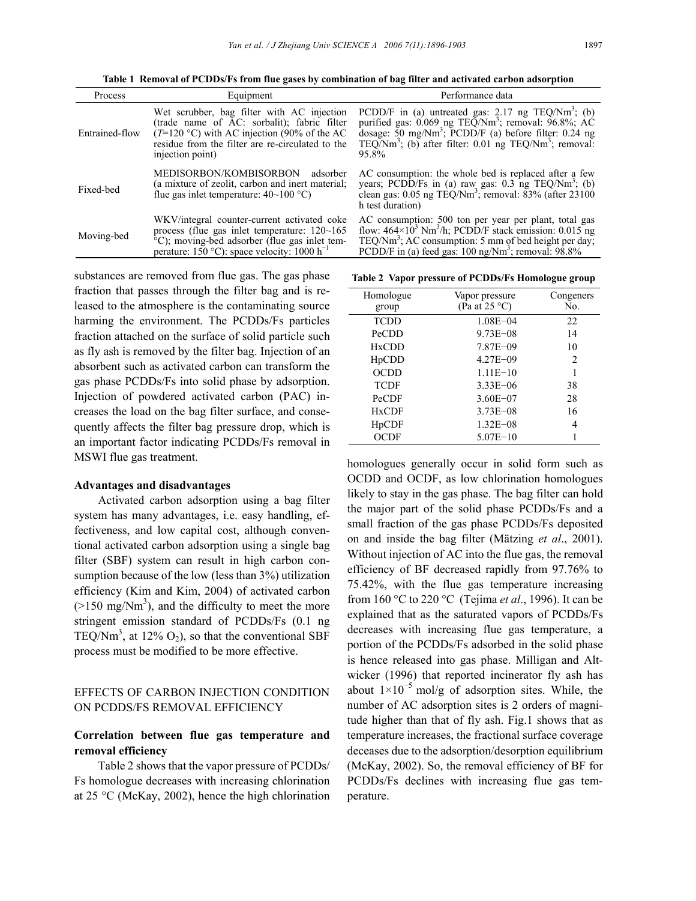**Table 1 Removal of PCDDs/Fs from flue gases by combination of bag filter and activated carbon adsorption**

| Process | Equipment | Performance data |
|---|---|---|
| Entrained-flow | Wet scrubber, bag filter with AC injection (trade name of AC: sorbalit); fabric filter ($T$=120 °C) with AC injection (90% of the AC residue from the filter are re-circulated to the injection point) | PCDD/F in (a) untreated gas: 2.17 ng TEQ/Nm$^3$; (b) purified gas: 0.069 ng TEQ/Nm$^3$; removal: 96.8%; AC dosage: 50 mg/Nm$^3$; PCDD/F (a) before filter: 0.24 ng TEQ/Nm$^3$; (b) after filter: 0.01 ng TEQ/Nm$^3$; removal: 95.8% |
| Fixed-bed | MEDISORBON/KOMBISORBON adsorber (a mixture of zeolit, carbon and inert material; flue gas inlet temperature: 40~100 °C) | AC consumption: the whole bed is replaced after a few years; PCDD/Fs in (a) raw gas: 0.3 ng TEQ/Nm$^3$; (b) clean gas: 0.05 ng TEQ/Nm$^3$; removal: 83% (after 23100 h test duration) |
| Moving-bed | WKV/integral counter-current activated coke process (flue gas inlet temperature: 120~165 °C); moving-bed adsorber (flue gas inlet temperature: 150 °C): space velocity: 1000 h$^{-1}$ | AC consumption: 500 ton per year per plant, total gas flow: 464×10$^3$ Nm$^3$/h; PCDD/F stack emission: 0.015 ng TEQ/Nm$^3$; AC consumption: 5 mm of bed height per day; PCDD/F in (a) feed gas: 100 ng/Nm$^3$; removal: 98.8% |

substances are removed from flue gas. The gas phase fraction that passes through the filter bag and is released to the atmosphere is the contaminating source harming the environment. The PCDDs/Fs particles fraction attached on the surface of solid particle such as fly ash is removed by the filter bag. Injection of an absorbent such as activated carbon can transform the gas phase PCDDs/Fs into solid phase by adsorption. Injection of powdered activated carbon (PAC) increases the load on the bag filter surface, and consequently affects the filter bag pressure drop, which is an important factor indicating PCDDs/Fs removal in MSWI flue gas treatment.

**Advantages and disadvantages**

Activated carbon adsorption using a bag filter system has many advantages, i.e. easy handling, effectiveness, and low capital cost, although conventional activated carbon adsorption using a single bag filter (SBF) system can result in high carbon consumption because of the low (less than 3%) utilization efficiency (Kim and Kim, 2004) of activated carbon (>150 mg/Nm$^3$), and the difficulty to meet the more stringent emission standard of PCDDs/Fs (0.1 ng TEQ/Nm$^3$, at 12% $O_2$), so that the conventional SBF process must be modified to be more effective.

## EFFECTS OF CARBON INJECTION CONDITION ON PCDDS/FS REMOVAL EFFICIENCY

**Correlation between flue gas temperature and removal efficiency**

Table 2 shows that the vapor pressure of PCDDs/Fs homologue decreases with increasing chlorination at 25 °C (McKay, 2002), hence the high chlorination homologues generally occur in solid form such as OCDD and OCDF, as low chlorination homologues likely to stay in the gas phase. The bag filter can hold the major part of the solid phase PCDDs/Fs and a small fraction of the gas phase PCDDs/Fs deposited on and inside the bag filter (Mätzing *et al*., 2001). Without injection of AC into the flue gas, the removal efficiency of BF decreased rapidly from 97.76% to 75.42%, with the flue gas temperature increasing from 160 °C to 220 °C (Tejima *et al*., 1996). It can be explained that as the saturated vapors of PCDDs/Fs decreases with increasing flue gas temperature, a portion of the PCDDs/Fs adsorbed in the solid phase is hence released into gas phase. Milligan and Altwicker (1996) that reported incinerator fly ash has about 1×10$^{-5}$ mol/g of adsorption sites. While, the number of AC adsorption sites is 2 orders of magnitude higher than that of fly ash. Fig.1 shows that as temperature increases, the fractional surface coverage deceases due to the adsorption/desorption equilibrium (McKay, 2002). So, the removal efficiency of BF for PCDDs/Fs declines with increasing flue gas temperature.

**Table 2 Vapor pressure of PCDDs/Fs Homologue group**

| Homologue group | Vapor pressure (Pa at 25 °C) | Congeners No. |
|---|---|---|
| TCDD | 1.08E−04 | 22 |
| PeCDD | 9.73E−08 | 14 |
| HxCDD | 7.87E−09 | 10 |
| HpCDD | 4.27E−09 | 2 |
| OCDD | 1.11E−10 | 1 |
| TCDF | 3.33E−06 | 38 |
| PeCDF | 3.60E−07 | 28 |
| HxCDF | 3.73E−08 | 16 |
| HpCDF | 1.32E−08 | 4 |
| OCDF | 5.07E−10 | 1 |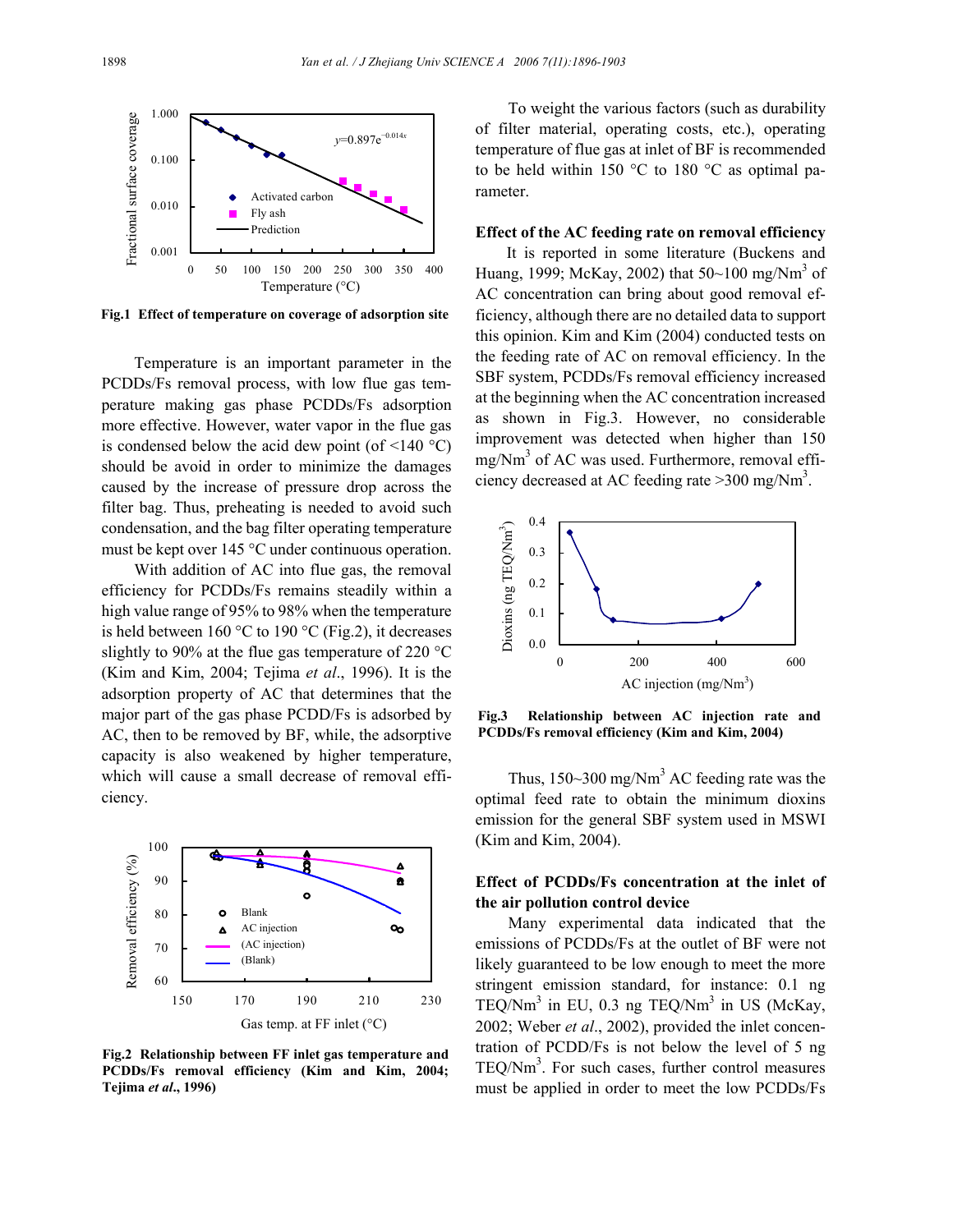Fig.1 Effect of temperature on coverage of adsorption site

Temperature is an important parameter in the PCDDs/Fs removal process, with low flue gas temperature making gas phase PCDDs/Fs adsorption more effective. However, water vapor in the flue gas is condensed below the acid dew point (of <140 °C) should be avoid in order to minimize the damages caused by the increase of pressure drop across the filter bag. Thus, preheating is needed to avoid such condensation, and the bag filter operating temperature must be kept over 145 °C under continuous operation.

With addition of AC into flue gas, the removal efficiency for PCDDs/Fs remains steadily within a high value range of 95% to 98% when the temperature is held between 160 °C to 190 °C (Fig.2), it decreases slightly to 90% at the flue gas temperature of 220 °C (Kim and Kim, 2004; Tejima *et al*., 1996). It is the adsorption property of AC that determines that the major part of the gas phase PCDD/Fs is adsorbed by AC, then to be removed by BF, while, the adsorptive capacity is also weakened by higher temperature, which will cause a small decrease of removal efficiency.

Fig.2 Relationship between FF inlet gas temperature and PCDDs/Fs removal efficiency (Kim and Kim, 2004; Tejima *et al*., 1996)

To weight the various factors (such as durability of filter material, operating costs, etc.), operating temperature of flue gas at inlet of BF is recommended to be held within 150 °C to 180 °C as optimal parameter.

**Effect of the AC feeding rate on removal efficiency**

It is reported in some literature (Buckens and Huang, 1999; McKay, 2002) that 50~100 mg/Nm$^3$ of AC concentration can bring about good removal efficiency, although there are no detailed data to support this opinion. Kim and Kim (2004) conducted tests on the feeding rate of AC on removal efficiency. In the SBF system, PCDDs/Fs removal efficiency increased at the beginning when the AC concentration increased as shown in Fig.3. However, no considerable improvement was detected when higher than 150 mg/Nm$^3$ of AC was used. Furthermore, removal efficiency decreased at AC feeding rate >300 mg/Nm$^3$.

Fig.3 Relationship between AC injection rate and PCDDs/Fs removal efficiency (Kim and Kim, 2004)

Thus, 150~300 mg/Nm$^3$ AC feeding rate was the optimal feed rate to obtain the minimum dioxins emission for the general SBF system used in MSWI (Kim and Kim, 2004).

**Effect of PCDDs/Fs concentration at the inlet of the air pollution control device**

Many experimental data indicated that the emissions of PCDDs/Fs at the outlet of BF were not likely guaranteed to be low enough to meet the more stringent emission standard, for instance: 0.1 ng TEQ/Nm$^3$ in EU, 0.3 ng TEQ/Nm$^3$ in US (McKay, 2002; Weber *et al*., 2002), provided the inlet concentration of PCDD/Fs is not below the level of 5 ng TEQ/Nm$^3$. For such cases, further control measures must be applied in order to meet the low PCDDs/Fs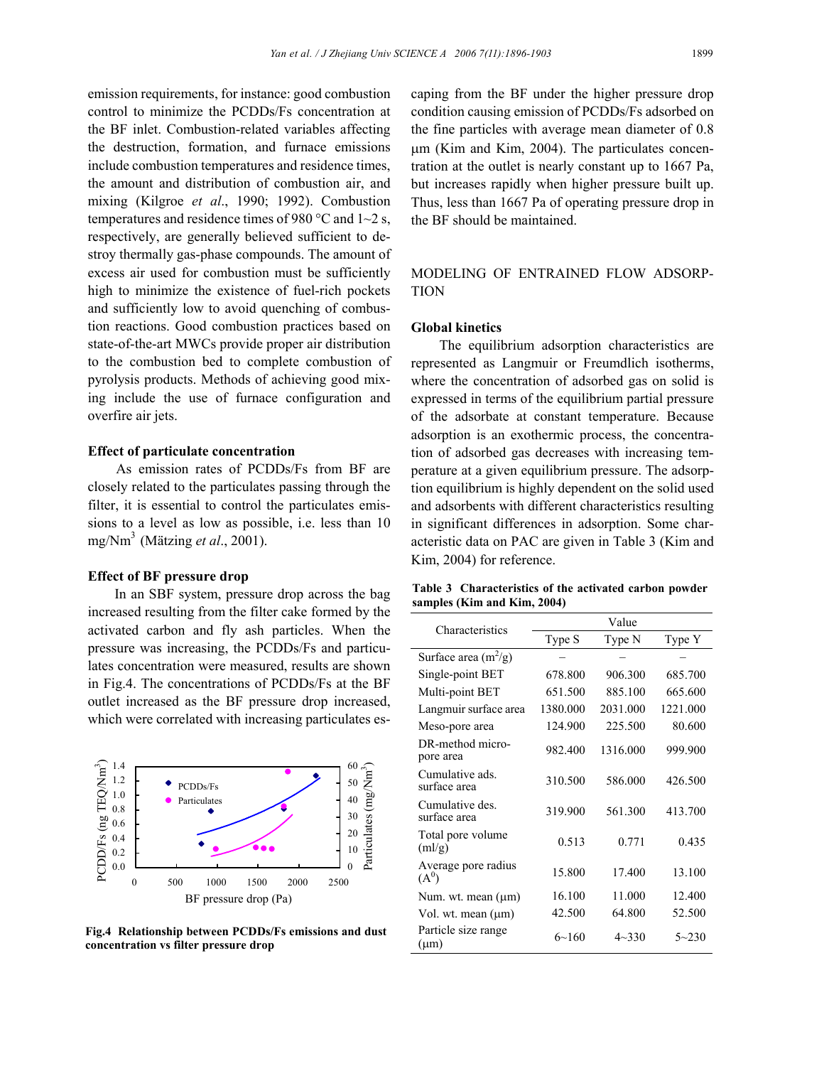emission requirements, for instance: good combustion control to minimize the PCDDs/Fs concentration at the BF inlet. Combustion-related variables affecting the destruction, formation, and furnace emissions include combustion temperatures and residence times, the amount and distribution of combustion air, and mixing (Kilgroe *et al*., 1990; 1992). Combustion temperatures and residence times of 980 °C and 1~2 s, respectively, are generally believed sufficient to destroy thermally gas-phase compounds. The amount of excess air used for combustion must be sufficiently high to minimize the existence of fuel-rich pockets and sufficiently low to avoid quenching of combustion reactions. Good combustion practices based on state-of-the-art MWCs provide proper air distribution to the combustion bed to complete combustion of pyrolysis products. Methods of achieving good mixing include the use of furnace configuration and overfire air jets.

### Effect of particulate concentration

As emission rates of PCDDs/Fs from BF are closely related to the particulates passing through the filter, it is essential to control the particulates emissions to a level as low as possible, i.e. less than 10 mg/Nm$^3$ (Mätzing *et al*., 2001).

### Effect of BF pressure drop

In an SBF system, pressure drop across the bag increased resulting from the filter cake formed by the activated carbon and fly ash particles. When the pressure was increasing, the PCDDs/Fs and particulates concentration were measured, results are shown in Fig.4. The concentrations of PCDDs/Fs at the BF outlet increased as the BF pressure drop increased, which were correlated with increasing particulates escaping from the BF under the higher pressure drop condition causing emission of PCDDs/Fs adsorbed on the fine particles with average mean diameter of 0.8 μm (Kim and Kim, 2004). The particulates concentration at the outlet is nearly constant up to 1667 Pa, but increases rapidly when higher pressure built up. Thus, less than 1667 Pa of operating pressure drop in the BF should be maintained.

**Fig.4 Relationship between PCDDs/Fs emissions and dust concentration vs filter pressure drop**

## MODELING OF ENTRAINED FLOW ADSORPTION

### Global kinetics

The equilibrium adsorption characteristics are represented as Langmuir or Freumdlich isotherms, where the concentration of adsorbed gas on solid is expressed in terms of the equilibrium partial pressure of the adsorbate at constant temperature. Because adsorption is an exothermic process, the concentration of adsorbed gas decreases with increasing temperature at a given equilibrium pressure. The adsorption equilibrium is highly dependent on the solid used and adsorbents with different characteristics resulting in significant differences in adsorption. Some characteristic data on PAC are given in Table 3 (Kim and Kim, 2004) for reference.

**Table 3 Characteristics of the activated carbon powder samples (Kim and Kim, 2004)**

| Characteristics | Value | | |
|---|---|---|---|
| | Type S | Type N | Type Y |
| Surface area (m$^2$/g) | – | – | – |
| Single-point BET | 678.800 | 906.300 | 685.700 |
| Multi-point BET | 651.500 | 885.100 | 665.600 |
| Langmuir surface area | 1380.000 | 2031.000 | 1221.000 |
| Meso-pore area | 124.900 | 225.500 | 80.600 |
| DR-method micro-pore area | 982.400 | 1316.000 | 999.900 |
| Cumulative ads. surface area | 310.500 | 586.000 | 426.500 |
| Cumulative des. surface area | 319.900 | 561.300 | 413.700 |
| Total pore volume (ml/g) | 0.513 | 0.771 | 0.435 |
| Average pore radius (A$^0$) | 15.800 | 17.400 | 13.100 |
| Num. wt. mean (μm) | 16.100 | 11.000 | 12.400 |
| Vol. wt. mean (μm) | 42.500 | 64.800 | 52.500 |
| Particle size range (μm) | 6~160 | 4~330 | 5~230 |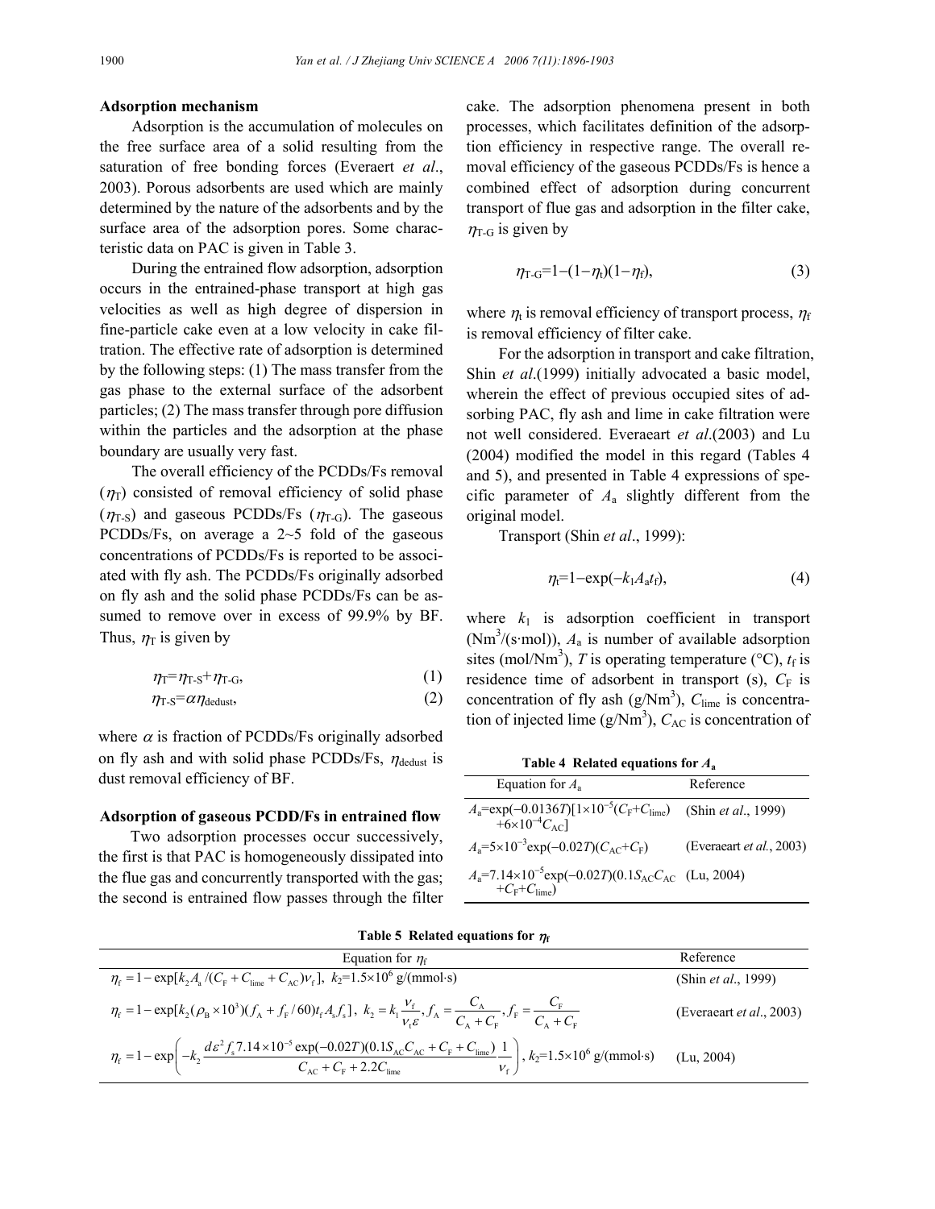### Adsorption mechanism

Adsorption is the accumulation of molecules on the free surface area of a solid resulting from the saturation of free bonding forces (Everaert *et al*., 2003). Porous adsorbents are used which are mainly determined by the nature of the adsorbents and by the surface area of the adsorption pores. Some characteristic data on PAC is given in Table 3.

During the entrained flow adsorption, adsorption occurs in the entrained-phase transport at high gas velocities as well as high degree of dispersion in fine-particle cake even at a low velocity in cake filtration. The effective rate of adsorption is determined by the following steps: (1) The mass transfer from the gas phase to the external surface of the adsorbent particles; (2) The mass transfer through pore diffusion within the particles and the adsorption at the phase boundary are usually very fast.

The overall efficiency of the PCDDs/Fs removal ($\eta_T$) consisted of removal efficiency of solid phase ($\eta_{T\text{-}S}$) and gaseous PCDDs/Fs ($\eta_{T\text{-}G}$). The gaseous PCDDs/Fs, on average a 2~5 fold of the gaseous concentrations of PCDDs/Fs is reported to be associated with fly ash. The PCDDs/Fs originally adsorbed on fly ash and the solid phase PCDDs/Fs can be assumed to remove over in excess of 99.9% by BF. Thus, $\eta_T$ is given by

$$\eta_T=\eta_{T\text{-}S}+\eta_{T\text{-}G}, \tag{1}$$

$$\eta_{T\text{-}S}=\alpha\eta_{\text{dedust}}, \tag{2}$$

where $\alpha$ is fraction of PCDDs/Fs originally adsorbed on fly ash and with solid phase PCDDs/Fs, $\eta_{\text{dedust}}$ is dust removal efficiency of BF.

### Adsorption of gaseous PCDD/Fs in entrained flow

Two adsorption processes occur successively, the first is that PAC is homogeneously dissipated into the flue gas and concurrently transported with the gas; the second is entrained flow passes through the filter cake. The adsorption phenomena present in both processes, which facilitates definition of the adsorption efficiency in respective range. The overall removal efficiency of the gaseous PCDDs/Fs is hence a combined effect of adsorption during concurrent transport of flue gas and adsorption in the filter cake, $\eta_{T\text{-}G}$ is given by

$$\eta_{T\text{-}G}=1-(1-\eta_t)(1-\eta_f), \tag{3}$$

where $\eta_t$ is removal efficiency of transport process, $\eta_f$ is removal efficiency of filter cake.

For the adsorption in transport and cake filtration, Shin *et al*.(1999) initially advocated a basic model, wherein the effect of previous occupied sites of adsorbing PAC, fly ash and lime in cake filtration were not well considered. Everaert *et al*.(2003) and Lu (2004) modified the model in this regard (Tables 4 and 5), and presented in Table 4 expressions of specific parameter of $A_a$ slightly different from the original model.

Transport (Shin *et al*., 1999):

$$\eta_t=1-\exp(-k_1A_at_f), \tag{4}$$

where $k_1$ is adsorption coefficient in transport ($\text{Nm}^3/(\text{s}\cdot\text{mol})$), $A_a$ is number of available adsorption sites ($\text{mol/Nm}^3$), $T$ is operating temperature (°C), $t_f$ is residence time of adsorbent in transport (s), $C_F$ is concentration of fly ash ($\text{g/Nm}^3$), $C_{\text{lime}}$ is concentration of injected lime ($\text{g/Nm}^3$), $C_{AC}$ is concentration of

**Table 4 Related equations for $A_a$**

| Equation for $A_a$ | Reference |
|---|---|
| $A_a=\exp(-0.0136T)[1\times10^{-5}(C_F+C_{\text{lime}})+6\times10^{-4}C_{AC}]$ | (Shin *et al*., 1999) |
| $A_a=5\times10^{-3}\exp(-0.02T)(C_{AC}+C_F)$ | (Everaert *et al*., 2003) |
| $A_a=7.14\times10^{-5}\exp(-0.02T)(0.1S_{AC}C_{AC}+C_F+C_{\text{lime}})$ | (Lu, 2004) |

**Table 5 Related equations for $\eta_f$**

| Equation for $\eta_f$ | Reference |
|---|---|
| $\eta_f=1-\exp[k_2A_a/(C_F+C_{\text{lime}}+C_{AC})v_f]$, $k_2$=1.5×10$^6$ g/(mmol·s) | (Shin *et al*., 1999) |
| $\eta_f=1-\exp[k_2(\rho_B\times10^3)(f_A+f_F/60)t_sA_sf_s]$, $k_2=k_1\dfrac{v_f}{v_t\varepsilon}, f_A=\dfrac{C_A}{C_A+C_F}, f_F=\dfrac{C_F}{C_A+C_F}$ | (Everaert *et al*., 2003) |
| $\eta_f=1-\exp\left(-k_2\dfrac{d\varepsilon^2f_s7.14\times10^{-5}\exp(-0.02T)(0.1S_{AC}C_{AC}+C_F+C_{\text{lime}})}{C_{AC}+C_F+2.2C_{\text{lime}}}\dfrac{1}{v_f}\right)$, $k_2$=1.5×10$^6$ g/(mmol·s) | (Lu, 2004) |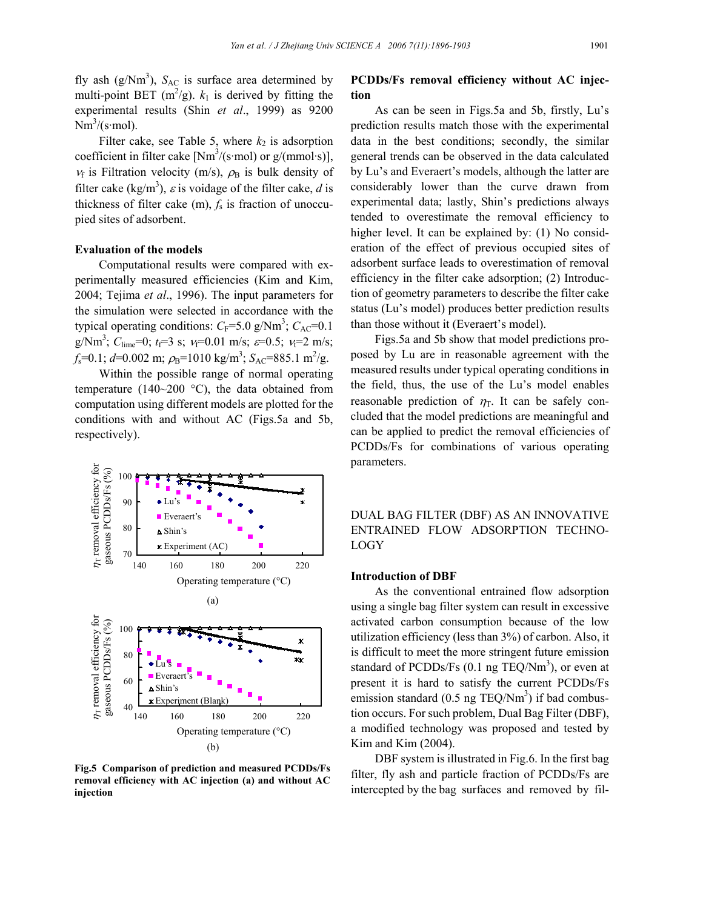fly ash (g/Nm$^3$), $S_{AC}$ is surface area determined by multi-point BET (m$^2$/g). $k_1$ is derived by fitting the experimental results (Shin *et al*., 1999) as 9200 Nm$^3$/(s·mol).

Filter cake, see Table 5, where $k_2$ is adsorption coefficient in filter cake [Nm$^3$/(s·mol) or g/(mmol·s)], $v_f$ is Filtration velocity (m/s), $\rho_B$ is bulk density of filter cake (kg/m$^3$), $\varepsilon$ is voidage of the filter cake, $d$ is thickness of filter cake (m), $f_s$ is fraction of unoccupied sites of adsorbent.

### Evaluation of the models

Computational results were compared with experimentally measured efficiencies (Kim and Kim, 2004; Tejima *et al*., 1996). The input parameters for the simulation were selected in accordance with the typical operating conditions: $C_F$=5.0 g/Nm$^3$; $C_{AC}$=0.1 g/Nm$^3$; $C_{lime}$=0; $t_f$=3 s; $v_f$=0.01 m/s; $\varepsilon$=0.5; $v_t$=2 m/s; $f_s$=0.1; $d$=0.002 m; $\rho_B$=1010 kg/m$^3$; $S_{AC}$=885.1 m$^2$/g.

Within the possible range of normal operating temperature (140~200 °C), the data obtained from computation using different models are plotted for the conditions with and without AC (Figs.5a and 5b, respectively).

**Fig.5 Comparison of prediction and measured PCDDs/Fs removal efficiency with AC injection (a) and without AC injection**

### PCDDs/Fs removal efficiency without AC injection

As can be seen in Figs.5a and 5b, firstly, Lu's prediction results match those with the experimental data in the best conditions; secondly, the similar general trends can be observed in the data calculated by Lu's and Everaert's models, although the latter are considerably lower than the curve drawn from experimental data; lastly, Shin's predictions always tended to overestimate the removal efficiency to higher level. It can be explained by: (1) No consideration of the effect of previous occupied sites of adsorbent surface leads to overestimation of removal efficiency in the filter cake adsorption; (2) Introduction of geometry parameters to describe the filter cake status (Lu's model) produces better prediction results than those without it (Everaert's model).

Figs.5a and 5b show that model predictions proposed by Lu are in reasonable agreement with the measured results under typical operating conditions in the field, thus, the use of the Lu's model enables reasonable prediction of $\eta_T$. It can be safely concluded that the model predictions are meaningful and can be applied to predict the removal efficiencies of PCDDs/Fs for combinations of various operating parameters.

## DUAL BAG FILTER (DBF) AS AN INNOVATIVE ENTRAINED FLOW ADSORPTION TECHNOLOGY

### Introduction of DBF

As the conventional entrained flow adsorption using a single bag filter system can result in excessive activated carbon consumption because of the low utilization efficiency (less than 3%) of carbon. Also, it is difficult to meet the more stringent future emission standard of PCDDs/Fs (0.1 ng TEQ/Nm$^3$), or even at present it is hard to satisfy the current PCDDs/Fs emission standard (0.5 ng TEQ/Nm$^3$) if bad combustion occurs. For such problem, Dual Bag Filter (DBF), a modified technology was proposed and tested by Kim and Kim (2004).

DBF system is illustrated in Fig.6. In the first bag filter, fly ash and particle fraction of PCDDs/Fs are intercepted by the bag surfaces and removed by fil-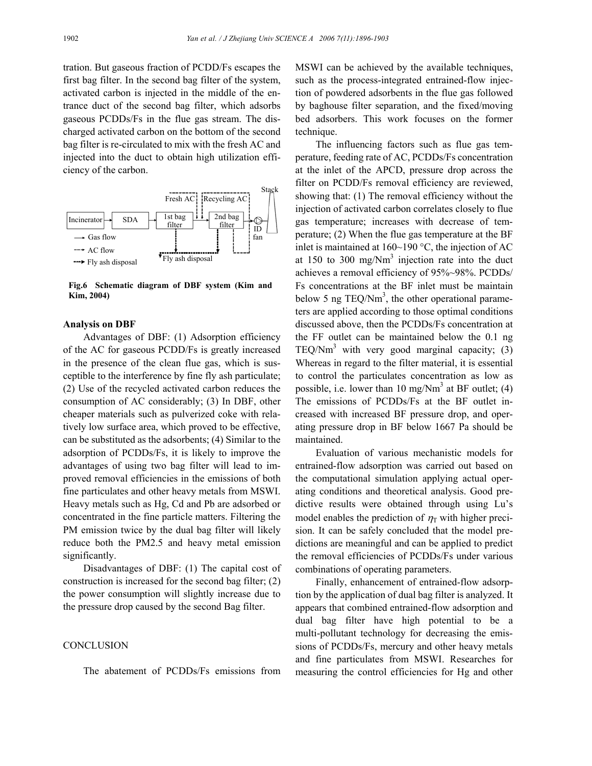tration. But gaseous fraction of PCDD/Fs escapes the first bag filter. In the second bag filter of the system, activated carbon is injected in the middle of the entrance duct of the second bag filter, which adsorbs gaseous PCDDs/Fs in the flue gas stream. The discharged activated carbon on the bottom of the second bag filter is re-circulated to mix with the fresh AC and injected into the duct to obtain high utilization efficiency of the carbon.

**Fig.6 Schematic diagram of DBF system (Kim and Kim, 2004)**

**Analysis on DBF**

Advantages of DBF: (1) Adsorption efficiency of the AC for gaseous PCDD/Fs is greatly increased in the presence of the clean flue gas, which is susceptible to the interference by fine fly ash particulate; (2) Use of the recycled activated carbon reduces the consumption of AC considerably; (3) In DBF, other cheaper materials such as pulverized coke with relatively low surface area, which proved to be effective, can be substituted as the adsorbents; (4) Similar to the adsorption of PCDDs/Fs, it is likely to improve the advantages of using two bag filter will lead to improved removal efficiencies in the emissions of both fine particulates and other heavy metals from MSWI. Heavy metals such as Hg, Cd and Pb are adsorbed or concentrated in the fine particle matters. Filtering the PM emission twice by the dual bag filter will likely reduce both the PM2.5 and heavy metal emission significantly.

Disadvantages of DBF: (1) The capital cost of construction is increased for the second bag filter; (2) the power consumption will slightly increase due to the pressure drop caused by the second Bag filter.

## CONCLUSION

The abatement of PCDDs/Fs emissions from MSWI can be achieved by the available techniques, such as the process-integrated entrained-flow injection of powdered adsorbents in the flue gas followed by baghouse filter separation, and the fixed/moving bed adsorbers. This work focuses on the former technique.

The influencing factors such as flue gas temperature, feeding rate of AC, PCDDs/Fs concentration at the inlet of the APCD, pressure drop across the filter on PCDD/Fs removal efficiency are reviewed, showing that: (1) The removal efficiency without the injection of activated carbon correlates closely to flue gas temperature; increases with decrease of temperature; (2) When the flue gas temperature at the BF inlet is maintained at 160~190 °C, the injection of AC at 150 to 300 mg/Nm$^3$ injection rate into the duct achieves a removal efficiency of 95%~98%. PCDDs/Fs concentrations at the BF inlet must be maintain below 5 ng TEQ/Nm$^3$, the other operational parameters are applied according to those optimal conditions discussed above, then the PCDDs/Fs concentration at the FF outlet can be maintained below the 0.1 ng TEQ/Nm$^3$ with very good marginal capacity; (3) Whereas in regard to the filter material, it is essential to control the particulates concentration as low as possible, i.e. lower than 10 mg/Nm$^3$ at BF outlet; (4) The emissions of PCDDs/Fs at the BF outlet increased with increased BF pressure drop, and operating pressure drop in BF below 1667 Pa should be maintained.

Evaluation of various mechanistic models for entrained-flow adsorption was carried out based on the computational simulation applying actual operating conditions and theoretical analysis. Good predictive results were obtained through using Lu's model enables the prediction of $\eta_T$ with higher precision. It can be safely concluded that the model predictions are meaningful and can be applied to predict the removal efficiencies of PCDDs/Fs under various combinations of operating parameters.

Finally, enhancement of entrained-flow adsorption by the application of dual bag filter is analyzed. It appears that combined entrained-flow adsorption and dual bag filter have high potential to be a multi-pollutant technology for decreasing the emissions of PCDDs/Fs, mercury and other heavy metals and fine particulates from MSWI. Researches for measuring the control efficiencies for Hg and other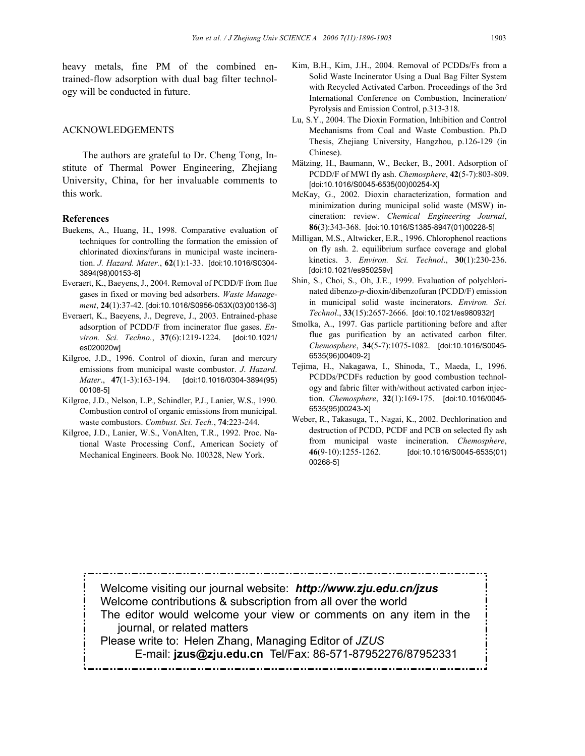heavy metals, fine PM of the combined entrained-flow adsorption with dual bag filter technology will be conducted in future.

## ACKNOWLEDGEMENTS

The authors are grateful to Dr. Cheng Tong, Institute of Thermal Power Engineering, Zhejiang University, China, for her invaluable comments to this work.

## References

Buekens, A., Huang, H., 1998. Comparative evaluation of techniques for controlling the formation the emission of chlorinated dioxins/furans in municipal waste incineration. *J. Hazard. Mater.*, **62**(1):1-33. [doi:10.1016/S0304-3894(98)00153-8]

Everaert, K., Baeyens, J., 2004. Removal of PCDD/F from flue gases in fixed or moving bed adsorbers. *Waste Management*, **24**(1):37-42. [doi:10.1016/S0956-053X(03)00136-3]

Everaert, K., Baeyens, J., Degreve, J., 2003. Entrained-phase adsorption of PCDD/F from incinerator flue gases. *Environ. Sci. Techno.*, **37**(6):1219-1224. [doi:10.1021/es020020w]

Kilgroe, J.D., 1996. Control of dioxin, furan and mercury emissions from municipal waste combustor. *J. Hazard. Mater.*, **47**(1-3):163-194. [doi:10.1016/0304-3894(95)00108-5]

Kilgroe, J.D., Nelson, L.P., Schindler, P.J., Lanier, W.S., 1990. Combustion control of organic emissions from municipal. waste combustors. *Combust. Sci. Tech.*, **74**:223-244.

Kilgroe, J.D., Lanier, W.S., VonAlten, T.R., 1992. Proc. National Waste Processing Conf., American Society of Mechanical Engineers. Book No. 100328, New York.

Kim, B.H., Kim, J.H., 2004. Removal of PCDDs/Fs from a Solid Waste Incinerator Using a Dual Bag Filter System with Recycled Activated Carbon. Proceedings of the 3rd International Conference on Combustion, Incineration/ Pyrolysis and Emission Control, p.313-318.

Lu, S.Y., 2004. The Dioxin Formation, Inhibition and Control Mechanisms from Coal and Waste Combustion. Ph.D Thesis, Zhejiang University, Hangzhou, p.126-129 (in Chinese).

Mätzing, H., Baumann, W., Becker, B., 2001. Adsorption of PCDD/F of MWI fly ash. *Chemosphere*, **42**(5-7):803-809. [doi:10.1016/S0045-6535(00)00254-X]

McKay, G., 2002. Dioxin characterization, formation and minimization during municipal solid waste (MSW) incineration: review. *Chemical Engineering Journal*, **86**(3):343-368. [doi:10.1016/S1385-8947(01)00228-5]

Milligan, M.S., Altwicker, E.R., 1996. Chlorophenol reactions on fly ash. 2. equilibrium surface coverage and global kinetics. 3. *Environ. Sci. Technol*., **30**(1):230-236. [doi:10.1021/es950259v]

Shin, S., Choi, S., Oh, J.E., 1999. Evaluation of polychlorinated dibenzo-*p*-dioxin/dibenzofuran (PCDD/F) emission in municipal solid waste incinerators. *Environ. Sci. Technol*., **33**(15):2657-2666. [doi:10.1021/es980932r]

Smolka, A., 1997. Gas particle partitioning before and after flue gas purification by an activated carbon filter. *Chemosphere*, **34**(5-7):1075-1082. [doi:10.1016/S0045-6535(96)00409-2]

Tejima, H., Nakagawa, I., Shinoda, T., Maeda, I., 1996. PCDDs/PCDFs reduction by good combustion technology and fabric filter with/without activated carbon injection. *Chemosphere*, **32**(1):169-175. [doi:10.1016/0045-6535(95)00243-X]

Weber, R., Takasuga, T., Nagai, K., 2002. Dechlorination and destruction of PCDD, PCDF and PCB on selected fly ash from municipal waste incineration. *Chemosphere*, **46**(9-10):1255-1262. [doi:10.1016/S0045-6535(01)00268-5]

Welcome visiting our journal website: ***http://www.zju.edu.cn/jzus***
Welcome contributions & subscription from all over the world
The editor would welcome your view or comments on any item in the journal, or related matters
Please write to: Helen Zhang, Managing Editor of *JZUS*
E-mail: **jzus@zju.edu.cn** Tel/Fax: 86-571-87952276/87952331